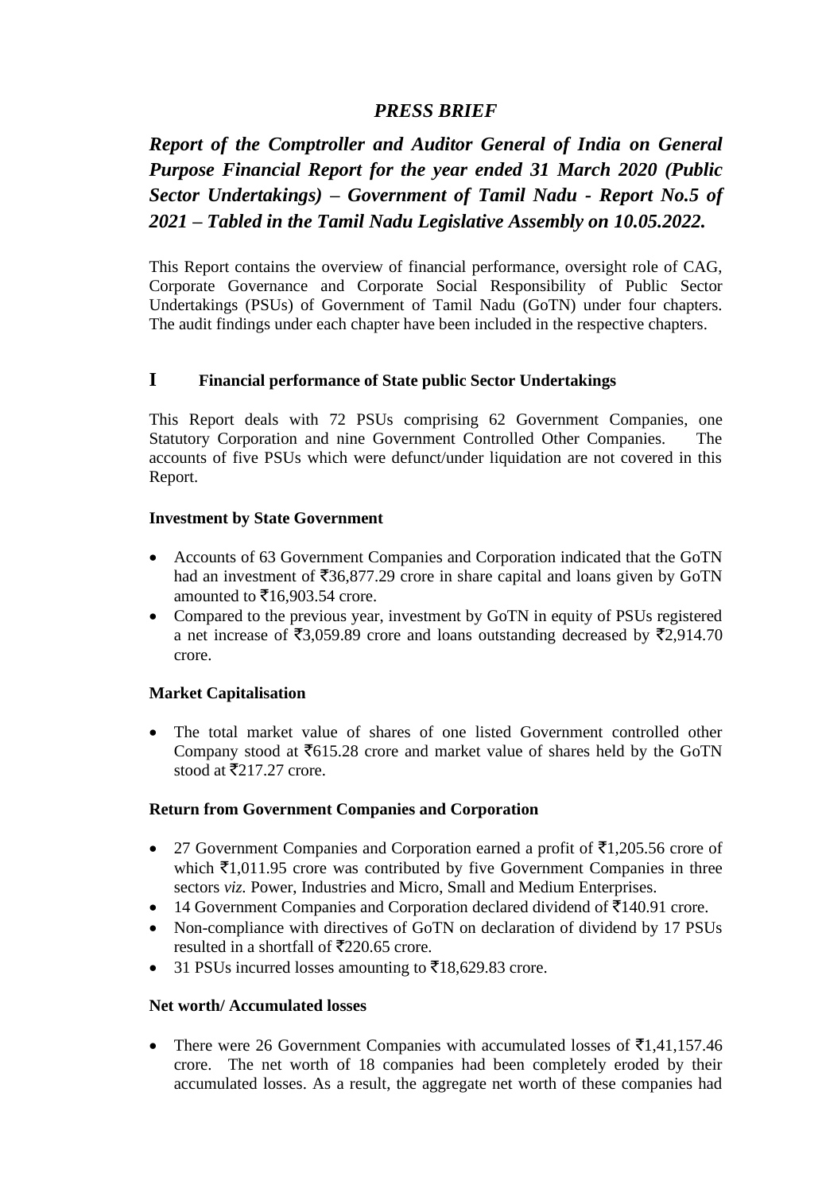# *PRESS BRIEF*

## *Report of the Comptroller and Auditor General of India on General Purpose Financial Report for the year ended 31 March 2020 (Public Sector Undertakings) – Government of Tamil Nadu - Report No.5 of 2021 – Tabled in the Tamil Nadu Legislative Assembly on 10.05.2022.*

This Report contains the overview of financial performance, oversight role of CAG, Corporate Governance and Corporate Social Responsibility of Public Sector Undertakings (PSUs) of Government of Tamil Nadu (GoTN) under four chapters. The audit findings under each chapter have been included in the respective chapters.

## I Financial performance of State public Sector Undertakings

This Report deals with 72 PSUs comprising 62 Government Companies, one Statutory Corporation and nine Government Controlled Other Companies. The accounts of five PSUs which were defunct/under liquidation are not covered in this Report.

### Investment by State Government

- Accounts of 63 Government Companies and Corporation indicated that the GoTN had an investment of ₹36,877.29 crore in share capital and loans given by GoTN amounted to ₹16,903.54 crore.
- Compared to the previous year, investment by GoTN in equity of PSUs registered a net increase of ₹3,059.89 crore and loans outstanding decreased by ₹2,914.70 crore.

### Market Capitalisation

- The total market value of shares of one listed Government controlled other Company stood at ₹615.28 crore and market value of shares held by the GoTN stood at ₹217.27 crore.

### Return from Government Companies and Corporation

- 27 Government Companies and Corporation earned a profit of ₹1,205.56 crore of which ₹1,011.95 crore was contributed by five Government Companies in three sectors *viz.* Power, Industries and Micro, Small and Medium Enterprises.
- 14 Government Companies and Corporation declared dividend of ₹140.91 crore.
- Non-compliance with directives of GoTN on declaration of dividend by 17 PSUs resulted in a shortfall of ₹220.65 crore.
- 31 PSUs incurred losses amounting to ₹18,629.83 crore.

### Net worth/ Accumulated losses

- There were 26 Government Companies with accumulated losses of ₹1,41,157.46 crore. The net worth of 18 companies had been completely eroded by their accumulated losses. As a result, the aggregate net worth of these companies had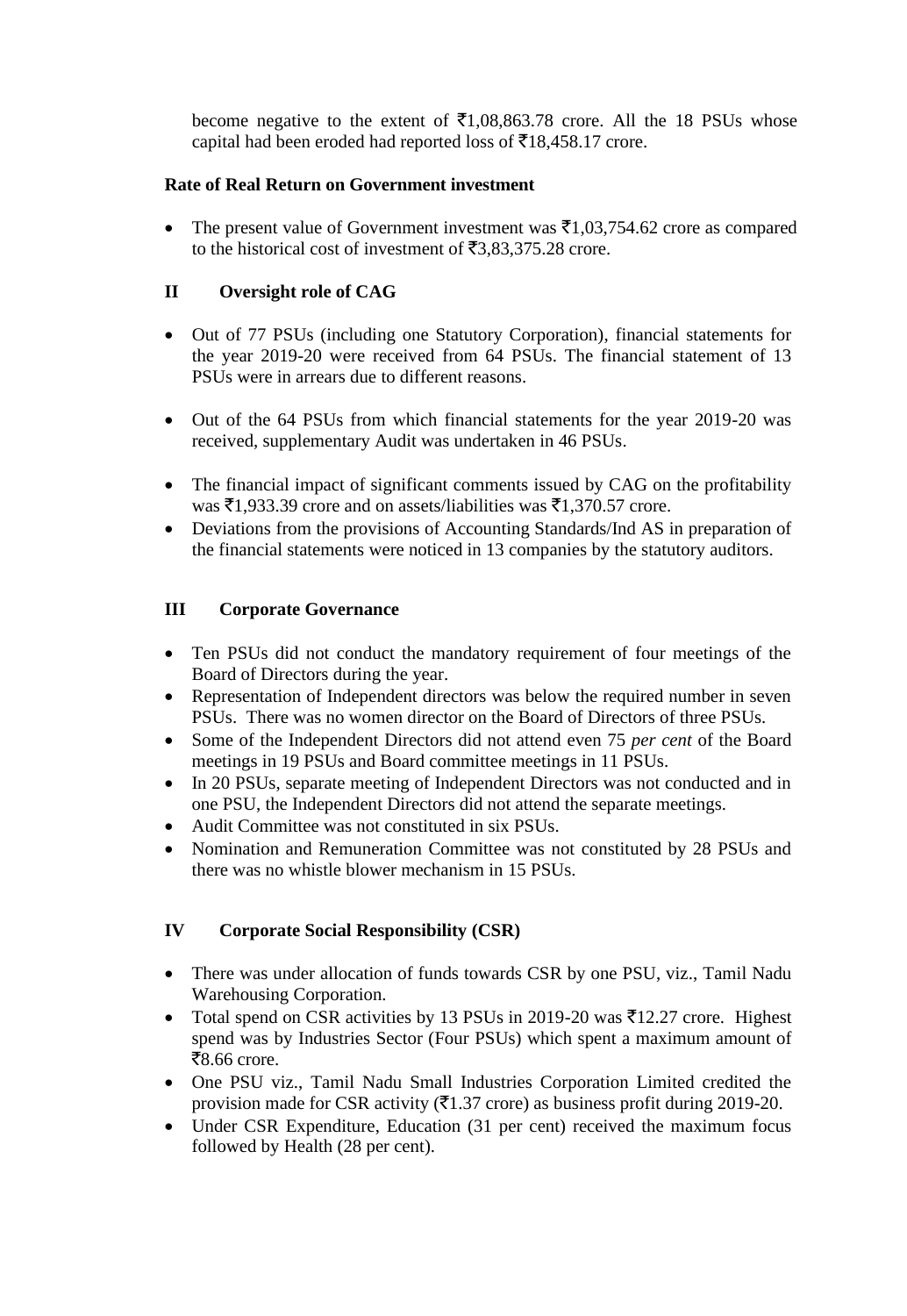become negative to the extent of ₹1,08,863.78 crore. All the 18 PSUs whose capital had been eroded had reported loss of ₹18,458.17 crore.

**Rate of Real Return on Government investment**

- The present value of Government investment was ₹1,03,754.62 crore as compared to the historical cost of investment of ₹3,83,375.28 crore.

## II Oversight role of CAG

- Out of 77 PSUs (including one Statutory Corporation), financial statements for the year 2019-20 were received from 64 PSUs. The financial statement of 13 PSUs were in arrears due to different reasons.
- Out of the 64 PSUs from which financial statements for the year 2019-20 was received, supplementary Audit was undertaken in 46 PSUs.
- The financial impact of significant comments issued by CAG on the profitability was ₹1,933.39 crore and on assets/liabilities was ₹1,370.57 crore.
- Deviations from the provisions of Accounting Standards/Ind AS in preparation of the financial statements were noticed in 13 companies by the statutory auditors.

## III Corporate Governance

- Ten PSUs did not conduct the mandatory requirement of four meetings of the Board of Directors during the year.
- Representation of Independent directors was below the required number in seven PSUs. There was no women director on the Board of Directors of three PSUs.
- Some of the Independent Directors did not attend even 75 *per cent* of the Board meetings in 19 PSUs and Board committee meetings in 11 PSUs.
- In 20 PSUs, separate meeting of Independent Directors was not conducted and in one PSU, the Independent Directors did not attend the separate meetings.
- Audit Committee was not constituted in six PSUs.
- Nomination and Remuneration Committee was not constituted by 28 PSUs and there was no whistle blower mechanism in 15 PSUs.

## IV Corporate Social Responsibility (CSR)

- There was under allocation of funds towards CSR by one PSU, viz., Tamil Nadu Warehousing Corporation.
- Total spend on CSR activities by 13 PSUs in 2019-20 was ₹12.27 crore. Highest spend was by Industries Sector (Four PSUs) which spent a maximum amount of ₹8.66 crore.
- One PSU viz., Tamil Nadu Small Industries Corporation Limited credited the provision made for CSR activity (₹1.37 crore) as business profit during 2019-20.
- Under CSR Expenditure, Education (31 per cent) received the maximum focus followed by Health (28 per cent).